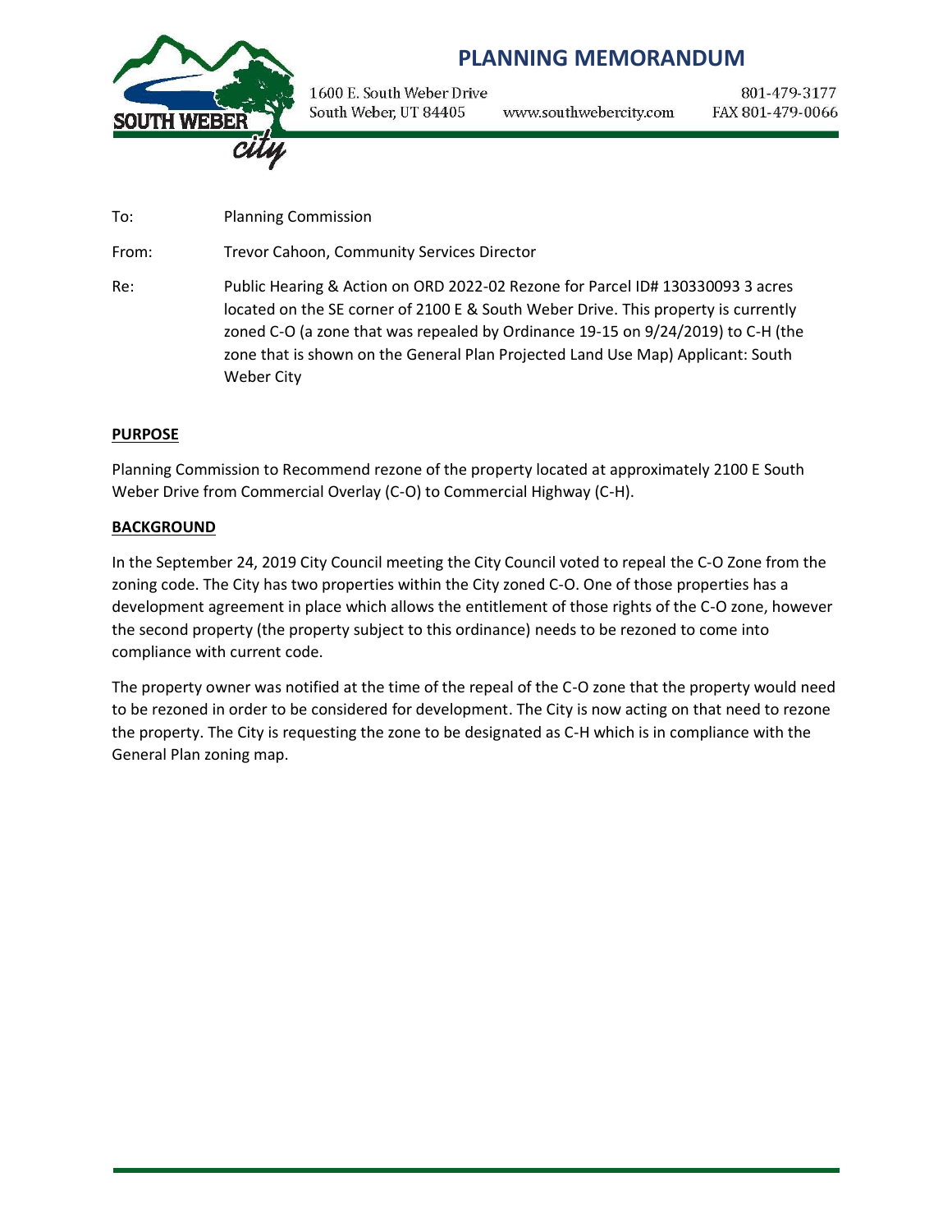# PLANNING MEMORANDUM

1600 E. South Weber Drive
South Weber, UT 84405

www.southwebercity.com

801-479-3177
FAX 801-479-0066

To: Planning Commission

From: Trevor Cahoon, Community Services Director

Re: Public Hearing & Action on ORD 2022-02 Rezone for Parcel ID# 130330093 3 acres located on the SE corner of 2100 E & South Weber Drive. This property is currently zoned C-O (a zone that was repealed by Ordinance 19-15 on 9/24/2019) to C-H (the zone that is shown on the General Plan Projected Land Use Map) Applicant: South Weber City

## PURPOSE

Planning Commission to Recommend rezone of the property located at approximately 2100 E South Weber Drive from Commercial Overlay (C-O) to Commercial Highway (C-H).

## BACKGROUND

In the September 24, 2019 City Council meeting the City Council voted to repeal the C-O Zone from the zoning code. The City has two properties within the City zoned C-O. One of those properties has a development agreement in place which allows the entitlement of those rights of the C-O zone, however the second property (the property subject to this ordinance) needs to be rezoned to come into compliance with current code.

The property owner was notified at the time of the repeal of the C-O zone that the property would need to be rezoned in order to be considered for development. The City is now acting on that need to rezone the property. The City is requesting the zone to be designated as C-H which is in compliance with the General Plan zoning map.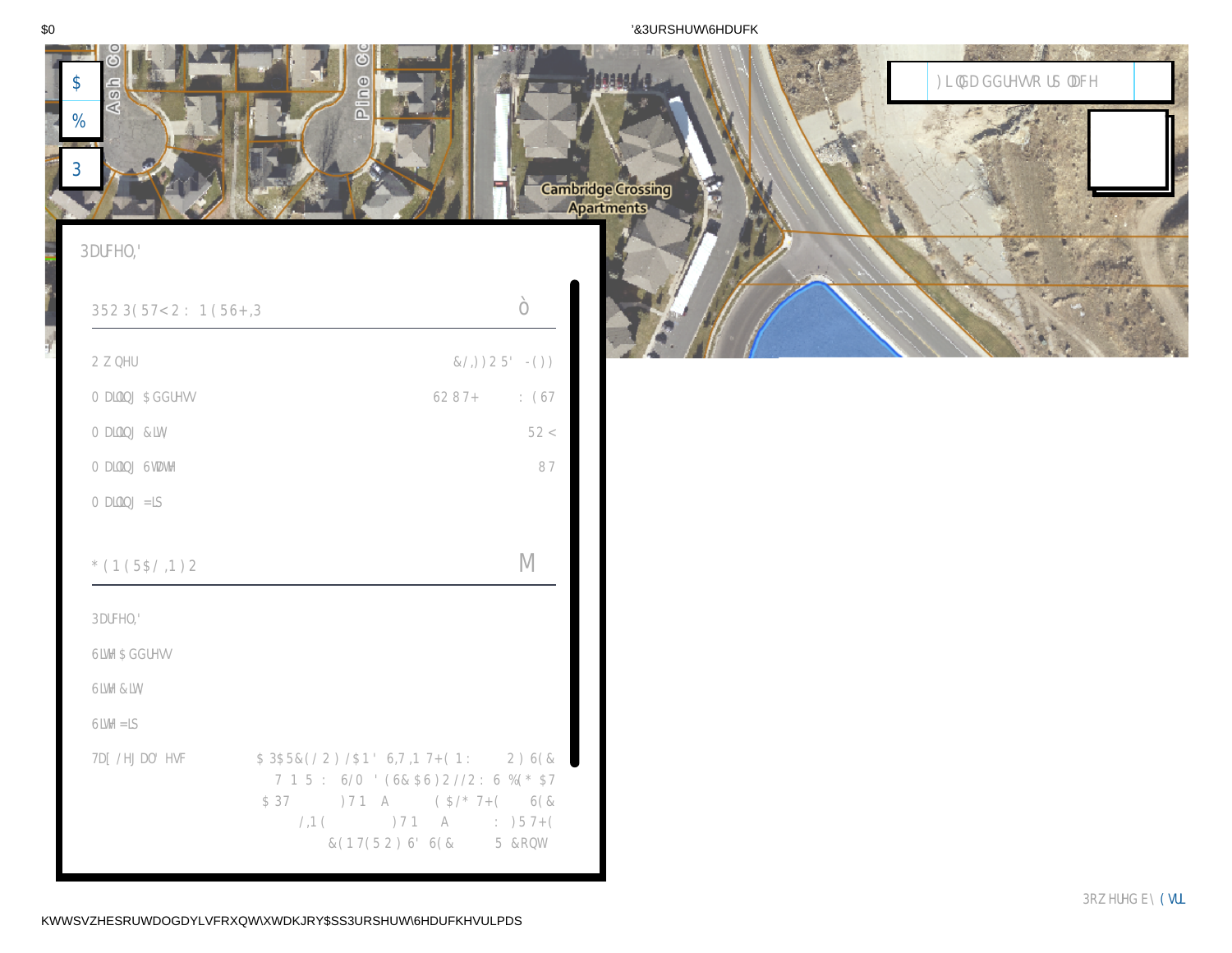Ash Co

Pine Co

Cambridge Crossing Apartments

$

%

3

) LQG D GGUHVV RU SODFH

3DUFHO,'

352 3(57<2: 1(56+,3 ò

| | |
| --- | --- |
| 2 Z QHU | &/,))25' -()) |
| 0 DLOLQJ $ GGUHVV | 62 87+ : (67 |
| 0 DLOLQJ &LW\ | 52 < |
| 0 DLOLQJ 6WDWH | 87 |
| 0 DLOLQJ =LS | |

* ( 1 ( 5 $ / ,1 ) 2 M

| | |
| --- | --- |
| 3DUFHO,' | |
| 6LWH $ GGUHVV | |
| 6LWH &LW\ | |
| 6LWH =LS | |
| 7D[ / HJ DO' HVF | $ 3$ 5& (/ 2 ) /$ 1' 6,7 ,1 7+( 1: 2 ) 6( & 7 1 5 : 6/0 ' (6& $6 ) 2 / /2 : 6 %(* $7 $ 37 ) 7 1 A ( $/* 7+( 6( & / ,1 ( ) 7 1 A : ) 5 7+( &( 1 7( 5 2 ) 6' 6( & 5 &RQW |

3RZ HUHG E\ (VUL